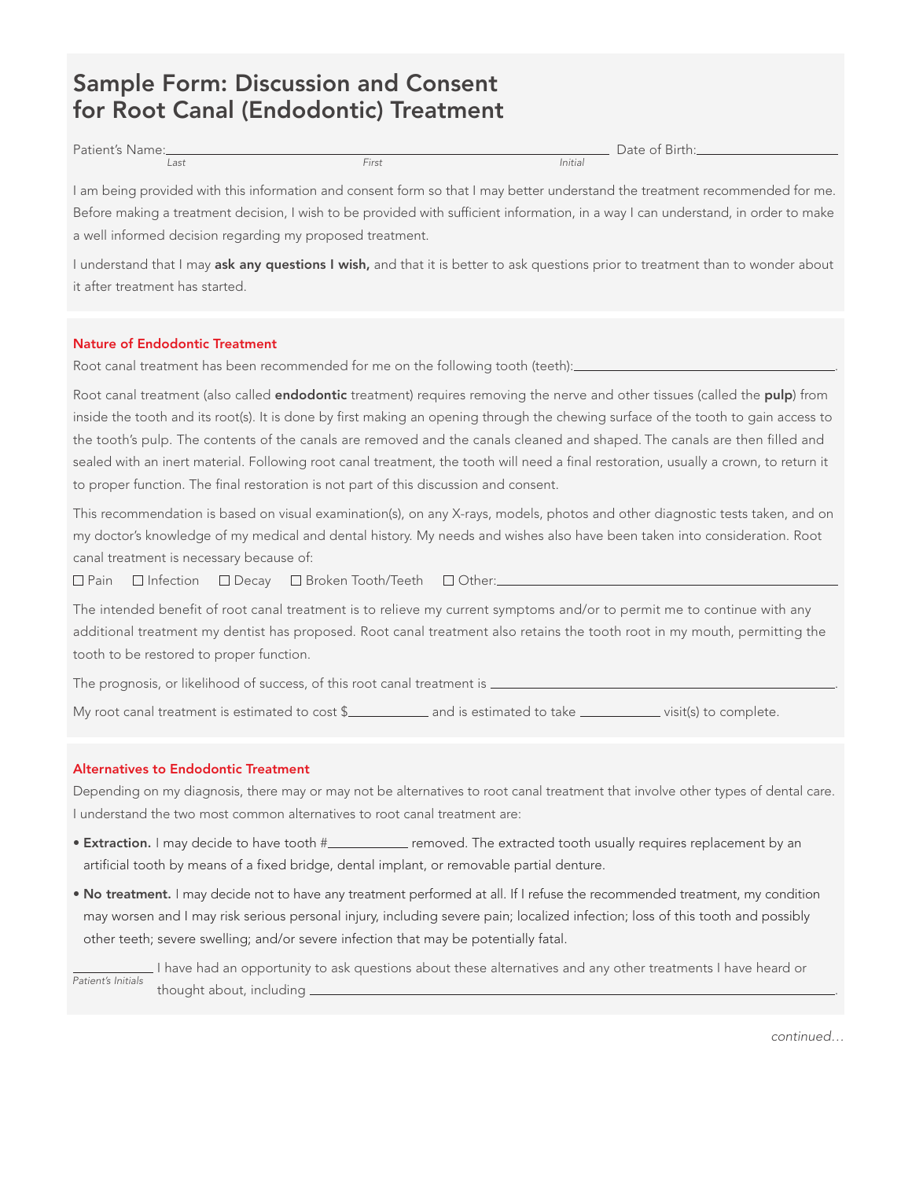# Sample Form: Discussion and Consent for Root Canal (Endodontic) Treatment

Patient's Name:\_\_\_\_\_\_\_\_\_\_\_\_\_\_\_\_\_\_\_\_\_\_\_\_\_\_\_\_\_\_\_\_\_\_\_\_\_\_\_\_ Date of Birth:\_\_\_\_\_\_\_\_\_\_\_\_\_\_\_\_\_\_\_\_
*Last* *First* *Initial*

I am being provided with this information and consent form so that I may better understand the treatment recommended for me. Before making a treatment decision, I wish to be provided with sufficient information, in a way I can understand, in order to make a well informed decision regarding my proposed treatment.

I understand that I may **ask any questions I wish,** and that it is better to ask questions prior to treatment than to wonder about it after treatment has started.

## Nature of Endodontic Treatment

Root canal treatment has been recommended for me on the following tooth (teeth):\_\_\_\_\_\_\_\_\_\_\_\_\_\_\_\_\_\_\_\_\_\_\_\_\_\_\_\_\_\_.

Root canal treatment (also called **endodontic** treatment) requires removing the nerve and other tissues (called the **pulp**) from inside the tooth and its root(s). It is done by first making an opening through the chewing surface of the tooth to gain access to the tooth's pulp. The contents of the canals are removed and the canals cleaned and shaped. The canals are then filled and sealed with an inert material. Following root canal treatment, the tooth will need a final restoration, usually a crown, to return it to proper function. The final restoration is not part of this discussion and consent.

This recommendation is based on visual examination(s), on any X-rays, models, photos and other diagnostic tests taken, and on my doctor's knowledge of my medical and dental history. My needs and wishes also have been taken into consideration. Root canal treatment is necessary because of:

☐ Pain ☐ Infection ☐ Decay ☐ Broken Tooth/Teeth ☐ Other:\_\_\_\_\_\_\_\_\_\_\_\_\_\_\_\_\_\_\_\_\_\_\_\_\_\_\_\_\_\_\_\_\_\_\_\_

The intended benefit of root canal treatment is to relieve my current symptoms and/or to permit me to continue with any additional treatment my dentist has proposed. Root canal treatment also retains the tooth root in my mouth, permitting the tooth to be restored to proper function.

The prognosis, or likelihood of success, of this root canal treatment is \_\_\_\_\_\_\_\_\_\_\_\_\_\_\_\_\_\_\_\_\_\_\_\_\_\_\_\_\_\_\_\_\_\_\_\_.

My root canal treatment is estimated to cost $\_\_\_\_\_\_\_\_\_\_ and is estimated to take \_\_\_\_\_\_\_\_\_\_ visit(s) to complete.

## Alternatives to Endodontic Treatment

Depending on my diagnosis, there may or may not be alternatives to root canal treatment that involve other types of dental care. I understand the two most common alternatives to root canal treatment are:

- **Extraction.** I may decide to have tooth #\_\_\_\_\_\_\_\_\_\_ removed. The extracted tooth usually requires replacement by an artificial tooth by means of a fixed bridge, dental implant, or removable partial denture.
- **No treatment.** I may decide not to have any treatment performed at all. If I refuse the recommended treatment, my condition may worsen and I may risk serious personal injury, including severe pain; localized infection; loss of this tooth and possibly other teeth; severe swelling; and/or severe infection that may be potentially fatal.

\_\_\_\_\_\_\_\_\_\_ I have had an opportunity to ask questions about these alternatives and any other treatments I have heard or thought about, including \_\_\_\_\_\_\_\_\_\_\_\_\_\_\_\_\_\_\_\_\_\_\_\_\_\_\_\_\_\_\_\_\_\_\_\_\_\_\_\_\_\_\_\_.
*Patient's Initials*

*continued…*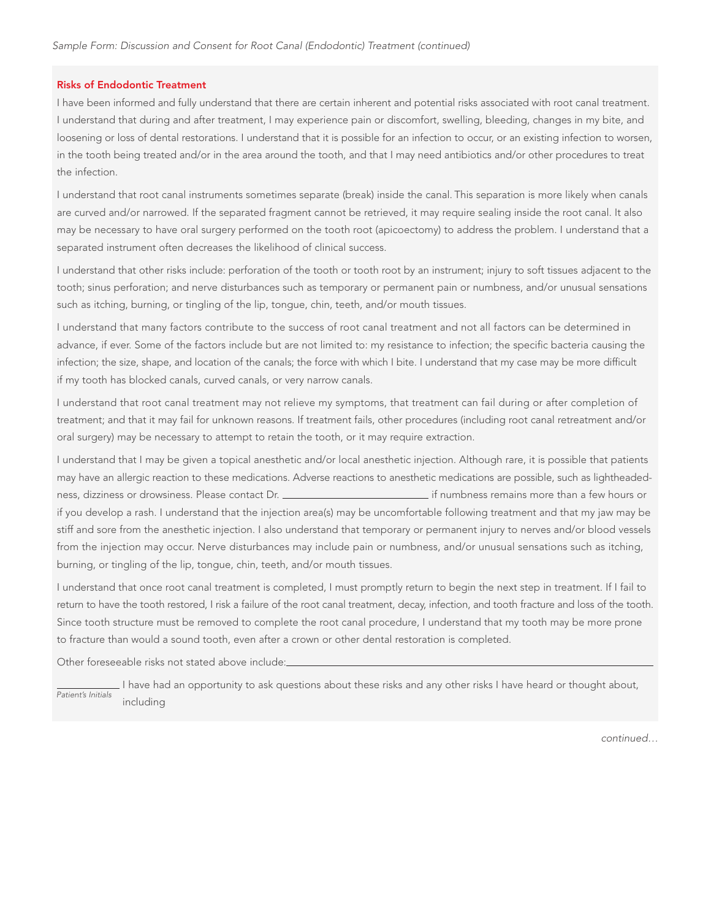## Risks of Endodontic Treatment

I have been informed and fully understand that there are certain inherent and potential risks associated with root canal treatment. I understand that during and after treatment, I may experience pain or discomfort, swelling, bleeding, changes in my bite, and loosening or loss of dental restorations. I understand that it is possible for an infection to occur, or an existing infection to worsen, in the tooth being treated and/or in the area around the tooth, and that I may need antibiotics and/or other procedures to treat the infection.

I understand that root canal instruments sometimes separate (break) inside the canal. This separation is more likely when canals are curved and/or narrowed. If the separated fragment cannot be retrieved, it may require sealing inside the root canal. It also may be necessary to have oral surgery performed on the tooth root (apicoectomy) to address the problem. I understand that a separated instrument often decreases the likelihood of clinical success.

I understand that other risks include: perforation of the tooth or tooth root by an instrument; injury to soft tissues adjacent to the tooth; sinus perforation; and nerve disturbances such as temporary or permanent pain or numbness, and/or unusual sensations such as itching, burning, or tingling of the lip, tongue, chin, teeth, and/or mouth tissues.

I understand that many factors contribute to the success of root canal treatment and not all factors can be determined in advance, if ever. Some of the factors include but are not limited to: my resistance to infection; the specific bacteria causing the infection; the size, shape, and location of the canals; the force with which I bite. I understand that my case may be more difficult if my tooth has blocked canals, curved canals, or very narrow canals.

I understand that root canal treatment may not relieve my symptoms, that treatment can fail during or after completion of treatment; and that it may fail for unknown reasons. If treatment fails, other procedures (including root canal retreatment and/or oral surgery) may be necessary to attempt to retain the tooth, or it may require extraction.

I understand that I may be given a topical anesthetic and/or local anesthetic injection. Although rare, it is possible that patients may have an allergic reaction to these medications. Adverse reactions to anesthetic medications are possible, such as lightheadedness, dizziness or drowsiness. Please contact Dr. ____________________________ if numbness remains more than a few hours or if you develop a rash. I understand that the injection area(s) may be uncomfortable following treatment and that my jaw may be stiff and sore from the anesthetic injection. I also understand that temporary or permanent injury to nerves and/or blood vessels from the injection may occur. Nerve disturbances may include pain or numbness, and/or unusual sensations such as itching, burning, or tingling of the lip, tongue, chin, teeth, and/or mouth tissues.

I understand that once root canal treatment is completed, I must promptly return to begin the next step in treatment. If I fail to return to have the tooth restored, I risk a failure of the root canal treatment, decay, infection, and tooth fracture and loss of the tooth. Since tooth structure must be removed to complete the root canal procedure, I understand that my tooth may be more prone to fracture than would a sound tooth, even after a crown or other dental restoration is completed.

Other foreseeable risks not stated above include: ________________________________________________________________

____________ I have had an opportunity to ask questions about these risks and any other risks I have heard or thought about, including
*Patient's Initials*

*continued…*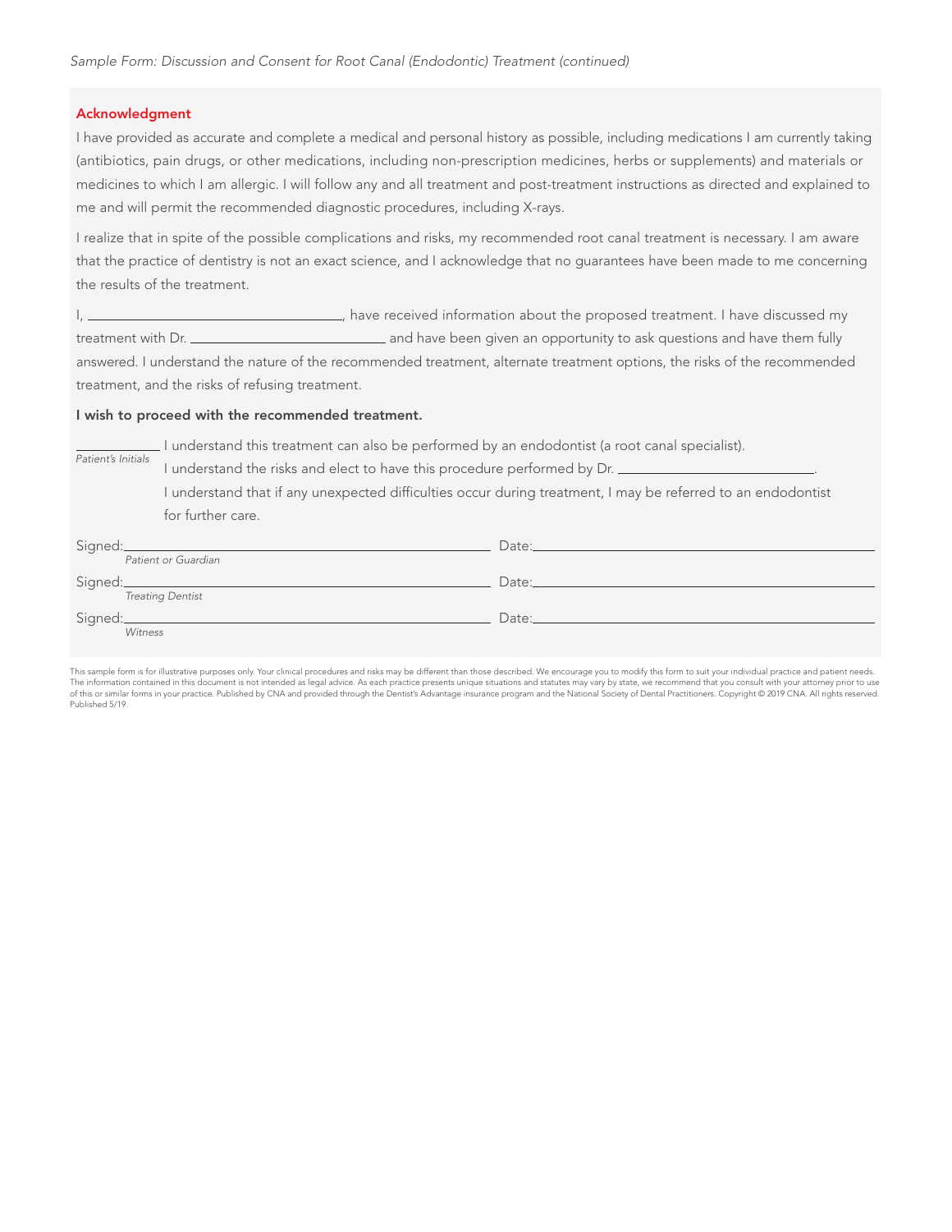## Acknowledgment

I have provided as accurate and complete a medical and personal history as possible, including medications I am currently taking (antibiotics, pain drugs, or other medications, including non-prescription medicines, herbs or supplements) and materials or medicines to which I am allergic. I will follow any and all treatment and post-treatment instructions as directed and explained to me and will permit the recommended diagnostic procedures, including X-rays.

I realize that in spite of the possible complications and risks, my recommended root canal treatment is necessary. I am aware that the practice of dentistry is not an exact science, and I acknowledge that no guarantees have been made to me concerning the results of the treatment.

I, ______________________________, have received information about the proposed treatment. I have discussed my treatment with Dr. ________________________ and have been given an opportunity to ask questions and have them fully answered. I understand the nature of the recommended treatment, alternate treatment options, the risks of the recommended treatment, and the risks of refusing treatment.

**I wish to proceed with the recommended treatment.**

__________ I understand this treatment can also be performed by an endodontist (a root canal specialist).
*Patient's Initials*

I understand the risks and elect to have this procedure performed by Dr. ________________________.

I understand that if any unexpected difficulties occur during treatment, I may be referred to an endodontist for further care.

Signed: ________________________________________ Date: ________________________________________
*Patient or Guardian*

Signed: ________________________________________ Date: ________________________________________
*Treating Dentist*

Signed: ________________________________________ Date: ________________________________________
*Witness*

This sample form is for illustrative purposes only. Your clinical procedures and risks may be different than those described. We encourage you to modify this form to suit your individual practice and patient needs. The information contained in this document is not intended as legal advice. As each practice presents unique situations and statutes may vary by state, we recommend that you consult with your attorney prior to use of this or similar forms in your practice. Published by CNA and provided through the Dentist's Advantage insurance program and the National Society of Dental Practitioners. Copyright © 2019 CNA. All rights reserved. Published 5/19.